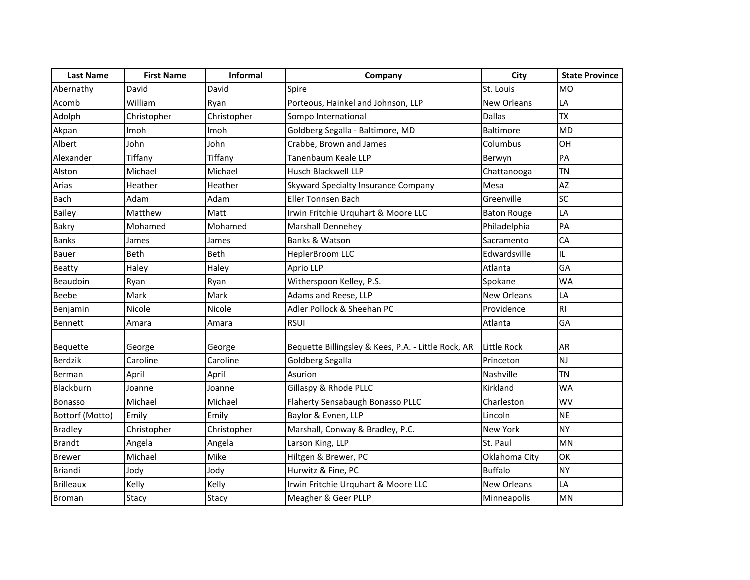| Last Name | First Name | Informal | Company | City | State Province |
|---|---|---|---|---|---|
| Abernathy | David | David | Spire | St. Louis | MO |
| Acomb | William | Ryan | Porteous, Hainkel and Johnson, LLP | New Orleans | LA |
| Adolph | Christopher | Christopher | Sompo International | Dallas | TX |
| Akpan | Imoh | Imoh | Goldberg Segalla - Baltimore, MD | Baltimore | MD |
| Albert | John | John | Crabbe, Brown and James | Columbus | OH |
| Alexander | Tiffany | Tiffany | Tanenbaum Keale LLP | Berwyn | PA |
| Alston | Michael | Michael | Husch Blackwell LLP | Chattanooga | TN |
| Arias | Heather | Heather | Skyward Specialty Insurance Company | Mesa | AZ |
| Bach | Adam | Adam | Eller Tonnsen Bach | Greenville | SC |
| Bailey | Matthew | Matt | Irwin Fritchie Urquhart & Moore LLC | Baton Rouge | LA |
| Bakry | Mohamed | Mohamed | Marshall Dennehey | Philadelphia | PA |
| Banks | James | James | Banks & Watson | Sacramento | CA |
| Bauer | Beth | Beth | HeplerBroom LLC | Edwardsville | IL |
| Beatty | Haley | Haley | Aprio LLP | Atlanta | GA |
| Beaudoin | Ryan | Ryan | Witherspoon Kelley, P.S. | Spokane | WA |
| Beebe | Mark | Mark | Adams and Reese, LLP | New Orleans | LA |
| Benjamin | Nicole | Nicole | Adler Pollock & Sheehan PC | Providence | RI |
| Bennett | Amara | Amara | RSUI | Atlanta | GA |
| Bequette | George | George | Bequette Billingsley & Kees, P.A. - Little Rock, AR | Little Rock | AR |
| Berdzik | Caroline | Caroline | Goldberg Segalla | Princeton | NJ |
| Berman | April | April | Asurion | Nashville | TN |
| Blackburn | Joanne | Joanne | Gillaspy & Rhode PLLC | Kirkland | WA |
| Bonasso | Michael | Michael | Flaherty Sensabaugh Bonasso PLLC | Charleston | WV |
| Bottorf (Motto) | Emily | Emily | Baylor & Evnen, LLP | Lincoln | NE |
| Bradley | Christopher | Christopher | Marshall, Conway & Bradley, P.C. | New York | NY |
| Brandt | Angela | Angela | Larson King, LLP | St. Paul | MN |
| Brewer | Michael | Mike | Hiltgen & Brewer, PC | Oklahoma City | OK |
| Briandi | Jody | Jody | Hurwitz & Fine, PC | Buffalo | NY |
| Brilleaux | Kelly | Kelly | Irwin Fritchie Urquhart & Moore LLC | New Orleans | LA |
| Broman | Stacy | Stacy | Meagher & Geer PLLP | Minneapolis | MN |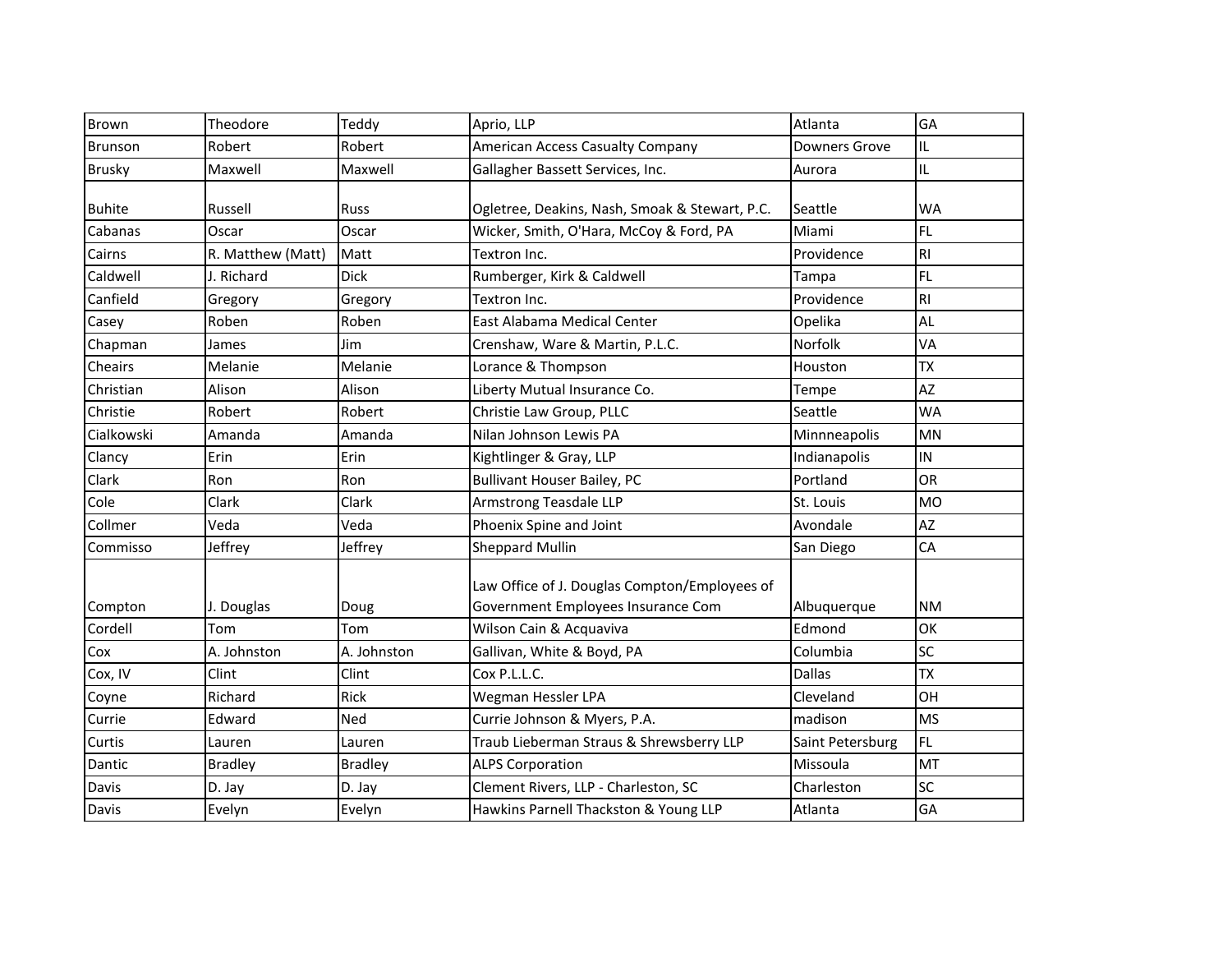| | | | | | |
|---|---|---|---|---|---|
| Brown | Theodore | Teddy | Aprio, LLP | Atlanta | GA |
| Brunson | Robert | Robert | American Access Casualty Company | Downers Grove | IL |
| Brusky | Maxwell | Maxwell | Gallagher Bassett Services, Inc. | Aurora | IL |
| Buhite | Russell | Russ | Ogletree, Deakins, Nash, Smoak & Stewart, P.C. | Seattle | WA |
| Cabanas | Oscar | Oscar | Wicker, Smith, O'Hara, McCoy & Ford, PA | Miami | FL |
| Cairns | R. Matthew (Matt) | Matt | Textron Inc. | Providence | RI |
| Caldwell | J. Richard | Dick | Rumberger, Kirk & Caldwell | Tampa | FL |
| Canfield | Gregory | Gregory | Textron Inc. | Providence | RI |
| Casey | Roben | Roben | East Alabama Medical Center | Opelika | AL |
| Chapman | James | Jim | Crenshaw, Ware & Martin, P.L.C. | Norfolk | VA |
| Cheairs | Melanie | Melanie | Lorance & Thompson | Houston | TX |
| Christian | Alison | Alison | Liberty Mutual Insurance Co. | Tempe | AZ |
| Christie | Robert | Robert | Christie Law Group, PLLC | Seattle | WA |
| Cialkowski | Amanda | Amanda | Nilan Johnson Lewis PA | Minnneapolis | MN |
| Clancy | Erin | Erin | Kightlinger & Gray, LLP | Indianapolis | IN |
| Clark | Ron | Ron | Bullivant Houser Bailey, PC | Portland | OR |
| Cole | Clark | Clark | Armstrong Teasdale LLP | St. Louis | MO |
| Collmer | Veda | Veda | Phoenix Spine and Joint | Avondale | AZ |
| Commisso | Jeffrey | Jeffrey | Sheppard Mullin | San Diego | CA |
| Compton | J. Douglas | Doug | Law Office of J. Douglas Compton/Employees of Government Employees Insurance Com | Albuquerque | NM |
| Cordell | Tom | Tom | Wilson Cain & Acquaviva | Edmond | OK |
| Cox | A. Johnston | A. Johnston | Gallivan, White & Boyd, PA | Columbia | SC |
| Cox, IV | Clint | Clint | Cox P.L.L.C. | Dallas | TX |
| Coyne | Richard | Rick | Wegman Hessler LPA | Cleveland | OH |
| Currie | Edward | Ned | Currie Johnson & Myers, P.A. | madison | MS |
| Curtis | Lauren | Lauren | Traub Lieberman Straus & Shrewsberry LLP | Saint Petersburg | FL |
| Dantic | Bradley | Bradley | ALPS Corporation | Missoula | MT |
| Davis | D. Jay | D. Jay | Clement Rivers, LLP - Charleston, SC | Charleston | SC |
| Davis | Evelyn | Evelyn | Hawkins Parnell Thackston & Young LLP | Atlanta | GA |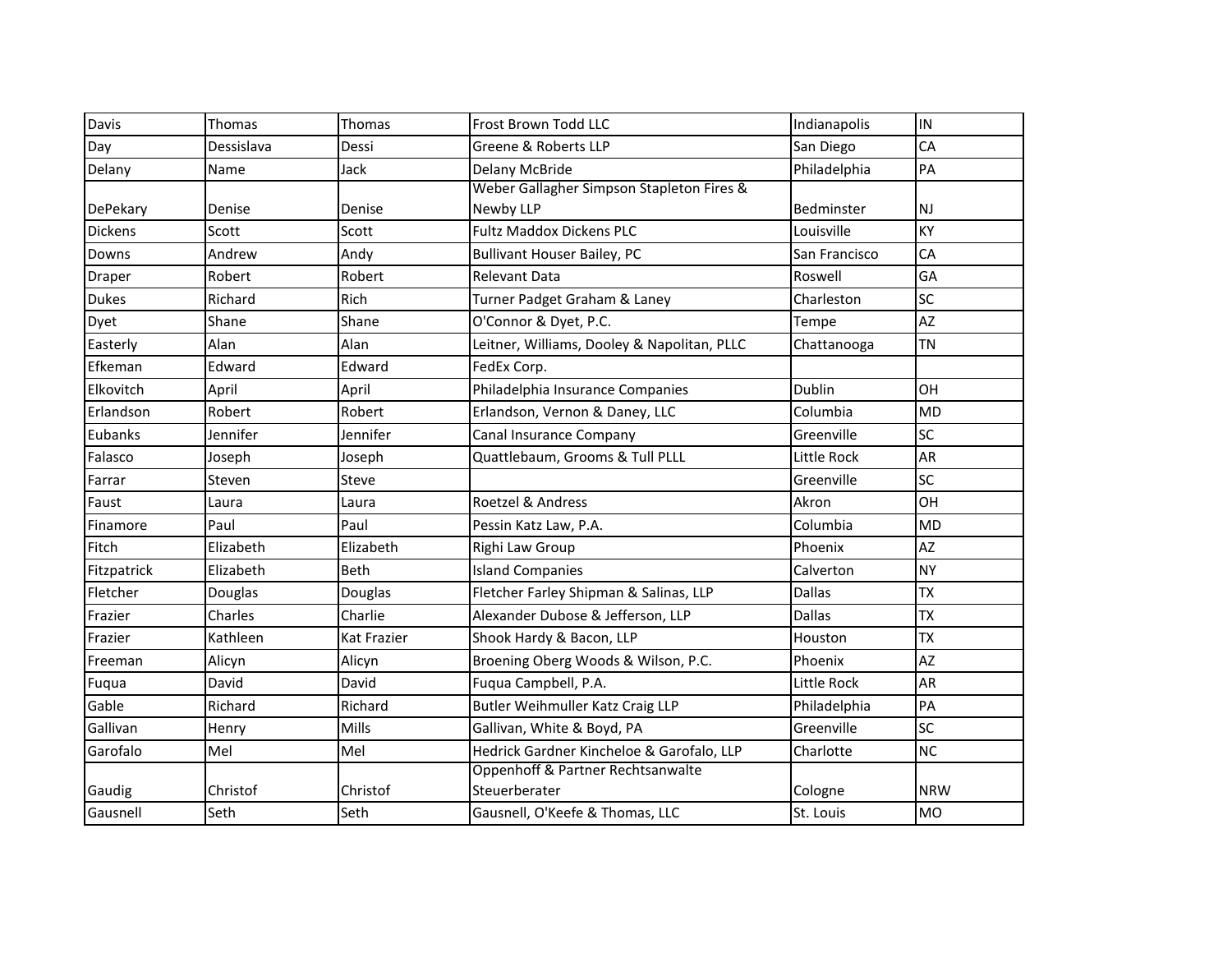| Davis | Thomas | Thomas | Frost Brown Todd LLC | Indianapolis | IN |
|---|---|---|---|---|---|
| Day | Dessislava | Dessi | Greene & Roberts LLP | San Diego | CA |
| Delany | Name | Jack | Delany McBride | Philadelphia | PA |
| DePekary | Denise | Denise | Weber Gallagher Simpson Stapleton Fires & Newby LLP | Bedminster | NJ |
| Dickens | Scott | Scott | Fultz Maddox Dickens PLC | Louisville | KY |
| Downs | Andrew | Andy | Bullivant Houser Bailey, PC | San Francisco | CA |
| Draper | Robert | Robert | Relevant Data | Roswell | GA |
| Dukes | Richard | Rich | Turner Padget Graham & Laney | Charleston | SC |
| Dyet | Shane | Shane | O'Connor & Dyet, P.C. | Tempe | AZ |
| Easterly | Alan | Alan | Leitner, Williams, Dooley & Napolitan, PLLC | Chattanooga | TN |
| Efkeman | Edward | Edward | FedEx Corp. | | |
| Elkovitch | April | April | Philadelphia Insurance Companies | Dublin | OH |
| Erlandson | Robert | Robert | Erlandson, Vernon & Daney, LLC | Columbia | MD |
| Eubanks | Jennifer | Jennifer | Canal Insurance Company | Greenville | SC |
| Falasco | Joseph | Joseph | Quattlebaum, Grooms & Tull PLLL | Little Rock | AR |
| Farrar | Steven | Steve | | Greenville | SC |
| Faust | Laura | Laura | Roetzel & Andress | Akron | OH |
| Finamore | Paul | Paul | Pessin Katz Law, P.A. | Columbia | MD |
| Fitch | Elizabeth | Elizabeth | Righi Law Group | Phoenix | AZ |
| Fitzpatrick | Elizabeth | Beth | Island Companies | Calverton | NY |
| Fletcher | Douglas | Douglas | Fletcher Farley Shipman & Salinas, LLP | Dallas | TX |
| Frazier | Charles | Charlie | Alexander Dubose & Jefferson, LLP | Dallas | TX |
| Frazier | Kathleen | Kat Frazier | Shook Hardy & Bacon, LLP | Houston | TX |
| Freeman | Alicyn | Alicyn | Broening Oberg Woods & Wilson, P.C. | Phoenix | AZ |
| Fuqua | David | David | Fuqua Campbell, P.A. | Little Rock | AR |
| Gable | Richard | Richard | Butler Weihmuller Katz Craig LLP | Philadelphia | PA |
| Gallivan | Henry | Mills | Gallivan, White & Boyd, PA | Greenville | SC |
| Garofalo | Mel | Mel | Hedrick Gardner Kincheloe & Garofalo, LLP | Charlotte | NC |
| Gaudig | Christof | Christof | Oppenhoff & Partner Rechtsanwalte Steuerberater | Cologne | NRW |
| Gausnell | Seth | Seth | Gausnell, O'Keefe & Thomas, LLC | St. Louis | MO |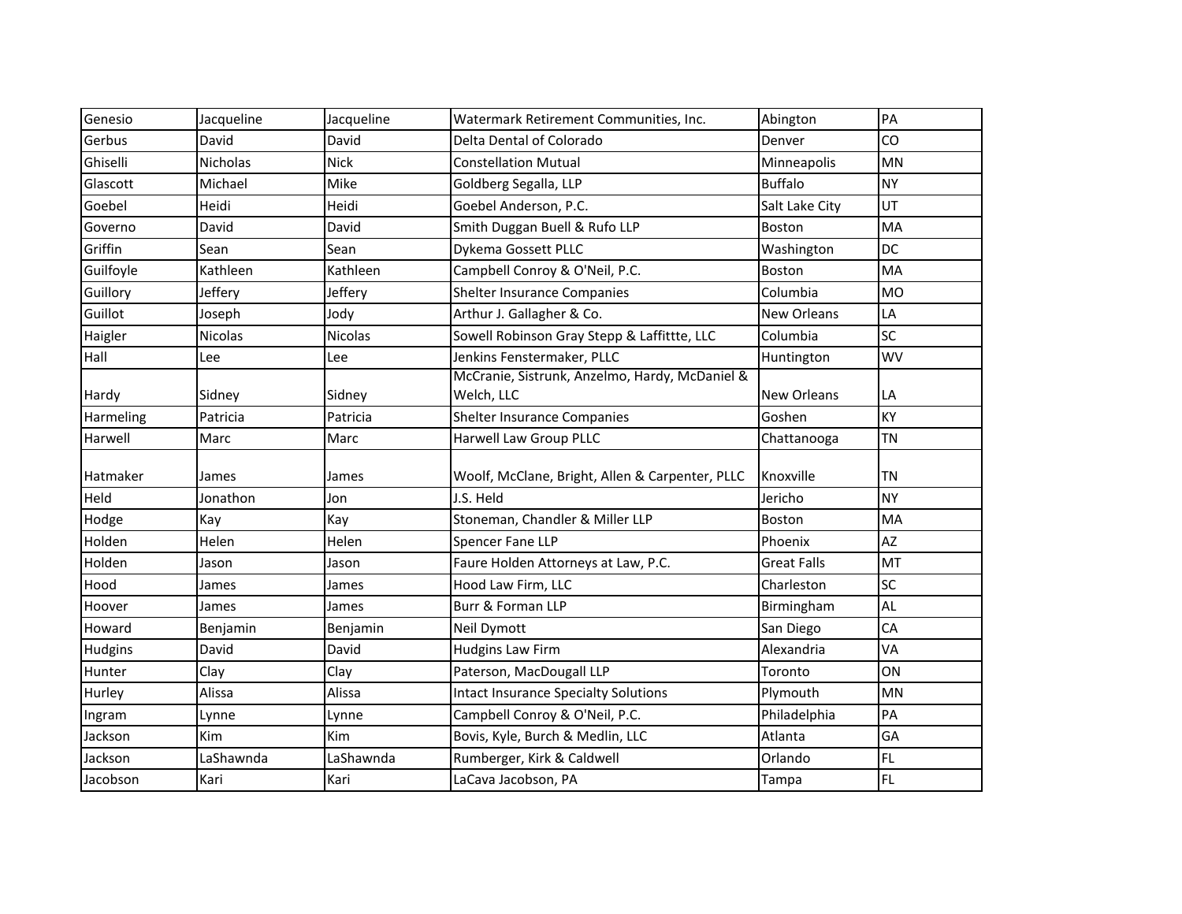| Genesio | Jacqueline | Jacqueline | Watermark Retirement Communities, Inc. | Abington | PA |
|---|---|---|---|---|---|
| Gerbus | David | David | Delta Dental of Colorado | Denver | CO |
| Ghiselli | Nicholas | Nick | Constellation Mutual | Minneapolis | MN |
| Glascott | Michael | Mike | Goldberg Segalla, LLP | Buffalo | NY |
| Goebel | Heidi | Heidi | Goebel Anderson, P.C. | Salt Lake City | UT |
| Governo | David | David | Smith Duggan Buell & Rufo LLP | Boston | MA |
| Griffin | Sean | Sean | Dykema Gossett PLLC | Washington | DC |
| Guilfoyle | Kathleen | Kathleen | Campbell Conroy & O'Neil, P.C. | Boston | MA |
| Guillory | Jeffery | Jeffery | Shelter Insurance Companies | Columbia | MO |
| Guillot | Joseph | Jody | Arthur J. Gallagher & Co. | New Orleans | LA |
| Haigler | Nicolas | Nicolas | Sowell Robinson Gray Stepp & Laffittte, LLC | Columbia | SC |
| Hall | Lee | Lee | Jenkins Fenstermaker, PLLC | Huntington | WV |
| Hardy | Sidney | Sidney | McCranie, Sistrunk, Anzelmo, Hardy, McDaniel & Welch, LLC | New Orleans | LA |
| Harmeling | Patricia | Patricia | Shelter Insurance Companies | Goshen | KY |
| Harwell | Marc | Marc | Harwell Law Group PLLC | Chattanooga | TN |
| Hatmaker | James | James | Woolf, McClane, Bright, Allen & Carpenter, PLLC | Knoxville | TN |
| Held | Jonathon | Jon | J.S. Held | Jericho | NY |
| Hodge | Kay | Kay | Stoneman, Chandler & Miller LLP | Boston | MA |
| Holden | Helen | Helen | Spencer Fane LLP | Phoenix | AZ |
| Holden | Jason | Jason | Faure Holden Attorneys at Law, P.C. | Great Falls | MT |
| Hood | James | James | Hood Law Firm, LLC | Charleston | SC |
| Hoover | James | James | Burr & Forman LLP | Birmingham | AL |
| Howard | Benjamin | Benjamin | Neil Dymott | San Diego | CA |
| Hudgins | David | David | Hudgins Law Firm | Alexandria | VA |
| Hunter | Clay | Clay | Paterson, MacDougall LLP | Toronto | ON |
| Hurley | Alissa | Alissa | Intact Insurance Specialty Solutions | Plymouth | MN |
| Ingram | Lynne | Lynne | Campbell Conroy & O'Neil, P.C. | Philadelphia | PA |
| Jackson | Kim | Kim | Bovis, Kyle, Burch & Medlin, LLC | Atlanta | GA |
| Jackson | LaShawnda | LaShawnda | Rumberger, Kirk & Caldwell | Orlando | FL |
| Jacobson | Kari | Kari | LaCava Jacobson, PA | Tampa | FL |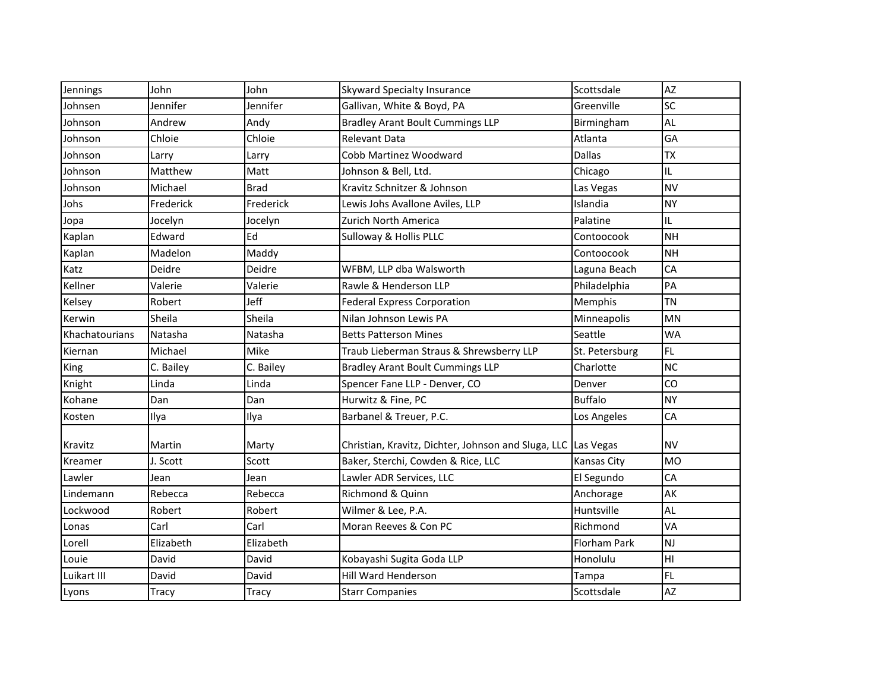| Jennings | John | John | Skyward Specialty Insurance | Scottsdale | AZ |
|---|---|---|---|---|---|
| Johnsen | Jennifer | Jennifer | Gallivan, White & Boyd, PA | Greenville | SC |
| Johnson | Andrew | Andy | Bradley Arant Boult Cummings LLP | Birmingham | AL |
| Johnson | Chloie | Chloie | Relevant Data | Atlanta | GA |
| Johnson | Larry | Larry | Cobb Martinez Woodward | Dallas | TX |
| Johnson | Matthew | Matt | Johnson & Bell, Ltd. | Chicago | IL |
| Johnson | Michael | Brad | Kravitz Schnitzer & Johnson | Las Vegas | NV |
| Johs | Frederick | Frederick | Lewis Johs Avallone Aviles, LLP | Islandia | NY |
| Jopa | Jocelyn | Jocelyn | Zurich North America | Palatine | IL |
| Kaplan | Edward | Ed | Sulloway & Hollis PLLC | Contoocook | NH |
| Kaplan | Madelon | Maddy | | Contoocook | NH |
| Katz | Deidre | Deidre | WFBM, LLP dba Walsworth | Laguna Beach | CA |
| Kellner | Valerie | Valerie | Rawle & Henderson LLP | Philadelphia | PA |
| Kelsey | Robert | Jeff | Federal Express Corporation | Memphis | TN |
| Kerwin | Sheila | Sheila | Nilan Johnson Lewis PA | Minneapolis | MN |
| Khachatourians | Natasha | Natasha | Betts Patterson Mines | Seattle | WA |
| Kiernan | Michael | Mike | Traub Lieberman Straus & Shrewsberry LLP | St. Petersburg | FL |
| King | C. Bailey | C. Bailey | Bradley Arant Boult Cummings LLP | Charlotte | NC |
| Knight | Linda | Linda | Spencer Fane LLP - Denver, CO | Denver | CO |
| Kohane | Dan | Dan | Hurwitz & Fine, PC | Buffalo | NY |
| Kosten | Ilya | Ilya | Barbanel & Treuer, P.C. | Los Angeles | CA |
| Kravitz | Martin | Marty | Christian, Kravitz, Dichter, Johnson and Sluga, LLC | Las Vegas | NV |
| Kreamer | J. Scott | Scott | Baker, Sterchi, Cowden & Rice, LLC | Kansas City | MO |
| Lawler | Jean | Jean | Lawler ADR Services, LLC | El Segundo | CA |
| Lindemann | Rebecca | Rebecca | Richmond & Quinn | Anchorage | AK |
| Lockwood | Robert | Robert | Wilmer & Lee, P.A. | Huntsville | AL |
| Lonas | Carl | Carl | Moran Reeves & Con PC | Richmond | VA |
| Lorell | Elizabeth | Elizabeth | | Florham Park | NJ |
| Louie | David | David | Kobayashi Sugita Goda LLP | Honolulu | HI |
| Luikart III | David | David | Hill Ward Henderson | Tampa | FL |
| Lyons | Tracy | Tracy | Starr Companies | Scottsdale | AZ |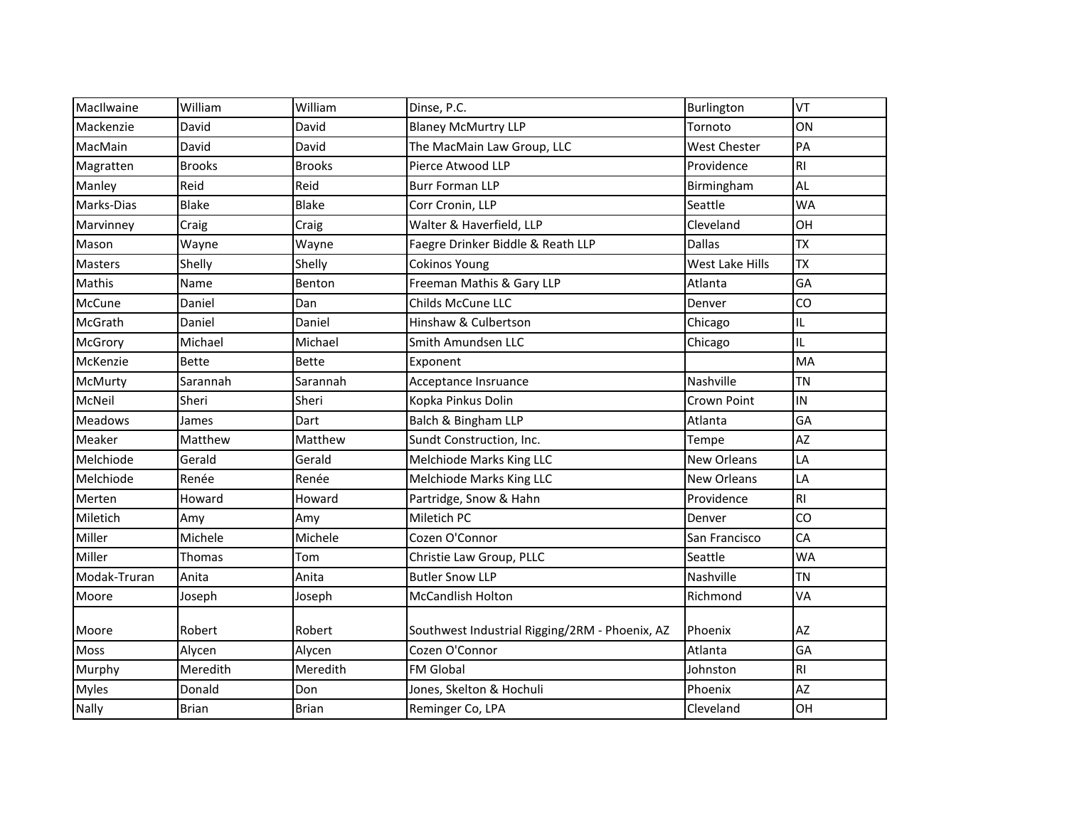| MacIlwaine | William | William | Dinse, P.C. | Burlington | VT |
|---|---|---|---|---|---|
| Mackenzie | David | David | Blaney McMurtry LLP | Tornoto | ON |
| MacMain | David | David | The MacMain Law Group, LLC | West Chester | PA |
| Magratten | Brooks | Brooks | Pierce Atwood LLP | Providence | RI |
| Manley | Reid | Reid | Burr Forman LLP | Birmingham | AL |
| Marks-Dias | Blake | Blake | Corr Cronin, LLP | Seattle | WA |
| Marvinney | Craig | Craig | Walter & Haverfield, LLP | Cleveland | OH |
| Mason | Wayne | Wayne | Faegre Drinker Biddle & Reath LLP | Dallas | TX |
| Masters | Shelly | Shelly | Cokinos Young | West Lake Hills | TX |
| Mathis | Name | Benton | Freeman Mathis & Gary LLP | Atlanta | GA |
| McCune | Daniel | Dan | Childs McCune LLC | Denver | CO |
| McGrath | Daniel | Daniel | Hinshaw & Culbertson | Chicago | IL |
| McGrory | Michael | Michael | Smith Amundsen LLC | Chicago | IL |
| McKenzie | Bette | Bette | Exponent | | MA |
| McMurty | Sarannah | Sarannah | Acceptance Insruance | Nashville | TN |
| McNeil | Sheri | Sheri | Kopka Pinkus Dolin | Crown Point | IN |
| Meadows | James | Dart | Balch & Bingham LLP | Atlanta | GA |
| Meaker | Matthew | Matthew | Sundt Construction, Inc. | Tempe | AZ |
| Melchiode | Gerald | Gerald | Melchiode Marks King LLC | New Orleans | LA |
| Melchiode | Renée | Renée | Melchiode Marks King LLC | New Orleans | LA |
| Merten | Howard | Howard | Partridge, Snow & Hahn | Providence | RI |
| Miletich | Amy | Amy | Miletich PC | Denver | CO |
| Miller | Michele | Michele | Cozen O'Connor | San Francisco | CA |
| Miller | Thomas | Tom | Christie Law Group, PLLC | Seattle | WA |
| Modak-Truran | Anita | Anita | Butler Snow LLP | Nashville | TN |
| Moore | Joseph | Joseph | McCandlish Holton | Richmond | VA |
| Moore | Robert | Robert | Southwest Industrial Rigging/2RM - Phoenix, AZ | Phoenix | AZ |
| Moss | Alycen | Alycen | Cozen O'Connor | Atlanta | GA |
| Murphy | Meredith | Meredith | FM Global | Johnston | RI |
| Myles | Donald | Don | Jones, Skelton & Hochuli | Phoenix | AZ |
| Nally | Brian | Brian | Reminger Co, LPA | Cleveland | OH |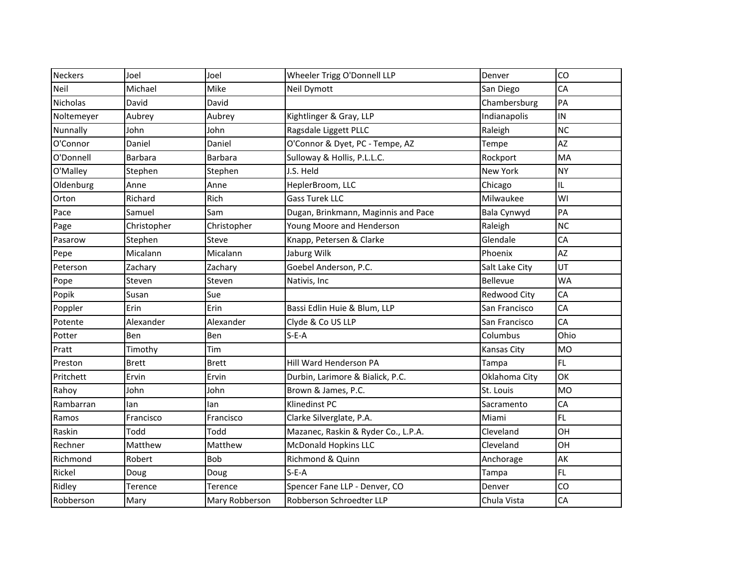| Neckers | Joel | Joel | Wheeler Trigg O'Donnell LLP | Denver | CO |
|---|---|---|---|---|---|
| Neil | Michael | Mike | Neil Dymott | San Diego | CA |
| Nicholas | David | David | | Chambersburg | PA |
| Noltemeyer | Aubrey | Aubrey | Kightlinger & Gray, LLP | Indianapolis | IN |
| Nunnally | John | John | Ragsdale Liggett PLLC | Raleigh | NC |
| O'Connor | Daniel | Daniel | O'Connor & Dyet, PC - Tempe, AZ | Tempe | AZ |
| O'Donnell | Barbara | Barbara | Sulloway & Hollis, P.L.L.C. | Rockport | MA |
| O'Malley | Stephen | Stephen | J.S. Held | New York | NY |
| Oldenburg | Anne | Anne | HeplerBroom, LLC | Chicago | IL |
| Orton | Richard | Rich | Gass Turek LLC | Milwaukee | WI |
| Pace | Samuel | Sam | Dugan, Brinkmann, Maginnis and Pace | Bala Cynwyd | PA |
| Page | Christopher | Christopher | Young Moore and Henderson | Raleigh | NC |
| Pasarow | Stephen | Steve | Knapp, Petersen & Clarke | Glendale | CA |
| Pepe | Micalann | Micalann | Jaburg Wilk | Phoenix | AZ |
| Peterson | Zachary | Zachary | Goebel Anderson, P.C. | Salt Lake City | UT |
| Pope | Steven | Steven | Nativis, Inc | Bellevue | WA |
| Popik | Susan | Sue | | Redwood City | CA |
| Poppler | Erin | Erin | Bassi Edlin Huie & Blum, LLP | San Francisco | CA |
| Potente | Alexander | Alexander | Clyde & Co US LLP | San Francisco | CA |
| Potter | Ben | Ben | S-E-A | Columbus | Ohio |
| Pratt | Timothy | Tim | | Kansas City | MO |
| Preston | Brett | Brett | Hill Ward Henderson PA | Tampa | FL |
| Pritchett | Ervin | Ervin | Durbin, Larimore & Bialick, P.C. | Oklahoma City | OK |
| Rahoy | John | John | Brown & James, P.C. | St. Louis | MO |
| Rambarran | Ian | Ian | Klinedinst PC | Sacramento | CA |
| Ramos | Francisco | Francisco | Clarke Silverglate, P.A. | Miami | FL |
| Raskin | Todd | Todd | Mazanec, Raskin & Ryder Co., L.P.A. | Cleveland | OH |
| Rechner | Matthew | Matthew | McDonald Hopkins LLC | Cleveland | OH |
| Richmond | Robert | Bob | Richmond & Quinn | Anchorage | AK |
| Rickel | Doug | Doug | S-E-A | Tampa | FL |
| Ridley | Terence | Terence | Spencer Fane LLP - Denver, CO | Denver | CO |
| Robberson | Mary | Mary Robberson | Robberson Schroedter LLP | Chula Vista | CA |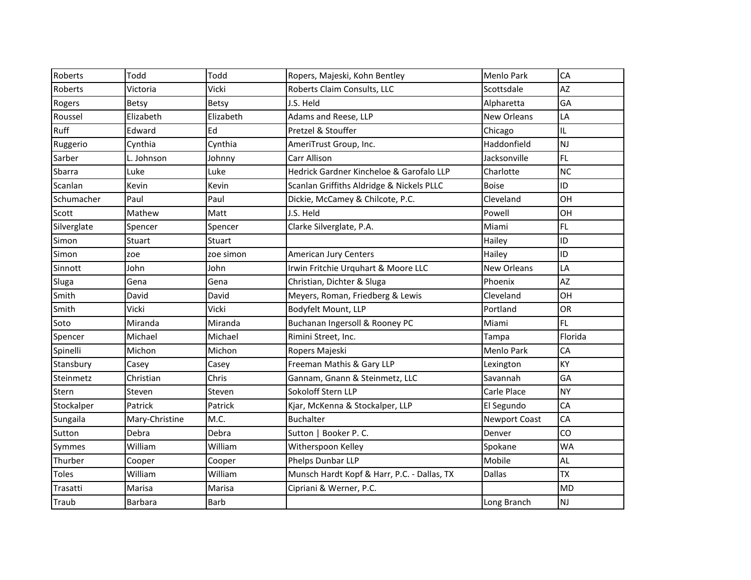| Roberts | Todd | Todd | Ropers, Majeski, Kohn Bentley | Menlo Park | CA |
|---|---|---|---|---|---|
| Roberts | Victoria | Vicki | Roberts Claim Consults, LLC | Scottsdale | AZ |
| Rogers | Betsy | Betsy | J.S. Held | Alpharetta | GA |
| Roussel | Elizabeth | Elizabeth | Adams and Reese, LLP | New Orleans | LA |
| Ruff | Edward | Ed | Pretzel & Stouffer | Chicago | IL |
| Ruggerio | Cynthia | Cynthia | AmeriTrust Group, Inc. | Haddonfield | NJ |
| Sarber | L. Johnson | Johnny | Carr Allison | Jacksonville | FL |
| Sbarra | Luke | Luke | Hedrick Gardner Kincheloe & Garofalo LLP | Charlotte | NC |
| Scanlan | Kevin | Kevin | Scanlan Griffiths Aldridge & Nickels PLLC | Boise | ID |
| Schumacher | Paul | Paul | Dickie, McCamey & Chilcote, P.C. | Cleveland | OH |
| Scott | Mathew | Matt | J.S. Held | Powell | OH |
| Silverglate | Spencer | Spencer | Clarke Silverglate, P.A. | Miami | FL |
| Simon | Stuart | Stuart | | Hailey | ID |
| Simon | zoe | zoe simon | American Jury Centers | Hailey | ID |
| Sinnott | John | John | Irwin Fritchie Urquhart & Moore LLC | New Orleans | LA |
| Sluga | Gena | Gena | Christian, Dichter & Sluga | Phoenix | AZ |
| Smith | David | David | Meyers, Roman, Friedberg & Lewis | Cleveland | OH |
| Smith | Vicki | Vicki | Bodyfelt Mount, LLP | Portland | OR |
| Soto | Miranda | Miranda | Buchanan Ingersoll & Rooney PC | Miami | FL |
| Spencer | Michael | Michael | Rimini Street, Inc. | Tampa | Florida |
| Spinelli | Michon | Michon | Ropers Majeski | Menlo Park | CA |
| Stansbury | Casey | Casey | Freeman Mathis & Gary LLP | Lexington | KY |
| Steinmetz | Christian | Chris | Gannam, Gnann & Steinmetz, LLC | Savannah | GA |
| Stern | Steven | Steven | Sokoloff Stern LLP | Carle Place | NY |
| Stockalper | Patrick | Patrick | Kjar, McKenna & Stockalper, LLP | El Segundo | CA |
| Sungaila | Mary-Christine | M.C. | Buchalter | Newport Coast | CA |
| Sutton | Debra | Debra | Sutton \| Booker P. C. | Denver | CO |
| Symmes | William | William | Witherspoon Kelley | Spokane | WA |
| Thurber | Cooper | Cooper | Phelps Dunbar LLP | Mobile | AL |
| Toles | William | William | Munsch Hardt Kopf & Harr, P.C. - Dallas, TX | Dallas | TX |
| Trasatti | Marisa | Marisa | Cipriani & Werner, P.C. | | MD |
| Traub | Barbara | Barb | | Long Branch | NJ |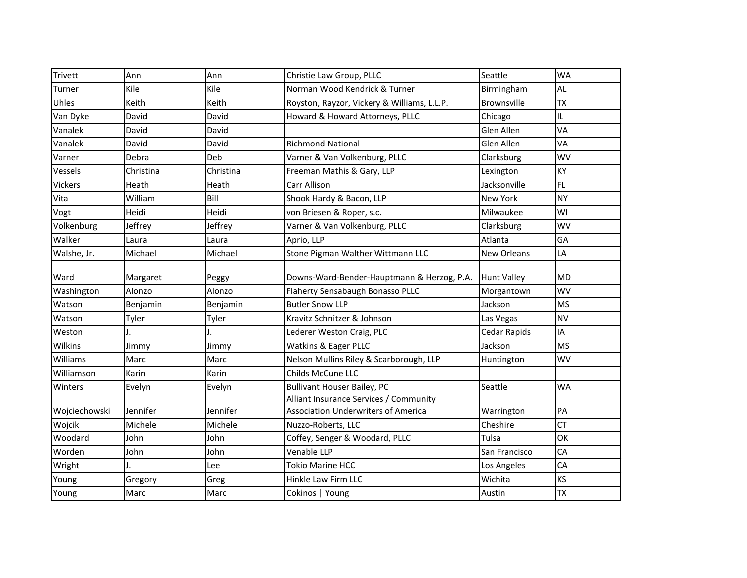| Trivett | Ann | Ann | Christie Law Group, PLLC | Seattle | WA |
|---|---|---|---|---|---|
| Turner | Kile | Kile | Norman Wood Kendrick & Turner | Birmingham | AL |
| Uhles | Keith | Keith | Royston, Rayzor, Vickery & Williams, L.L.P. | Brownsville | TX |
| Van Dyke | David | David | Howard & Howard Attorneys, PLLC | Chicago | IL |
| Vanalek | David | David | | Glen Allen | VA |
| Vanalek | David | David | Richmond National | Glen Allen | VA |
| Varner | Debra | Deb | Varner & Van Volkenburg, PLLC | Clarksburg | WV |
| Vessels | Christina | Christina | Freeman Mathis & Gary, LLP | Lexington | KY |
| Vickers | Heath | Heath | Carr Allison | Jacksonville | FL |
| Vita | William | Bill | Shook Hardy & Bacon, LLP | New York | NY |
| Vogt | Heidi | Heidi | von Briesen & Roper, s.c. | Milwaukee | WI |
| Volkenburg | Jeffrey | Jeffrey | Varner & Van Volkenburg, PLLC | Clarksburg | WV |
| Walker | Laura | Laura | Aprio, LLP | Atlanta | GA |
| Walshe, Jr. | Michael | Michael | Stone Pigman Walther Wittmann LLC | New Orleans | LA |
| Ward | Margaret | Peggy | Downs-Ward-Bender-Hauptmann & Herzog, P.A. | Hunt Valley | MD |
| Washington | Alonzo | Alonzo | Flaherty Sensabaugh Bonasso PLLC | Morgantown | WV |
| Watson | Benjamin | Benjamin | Butler Snow LLP | Jackson | MS |
| Watson | Tyler | Tyler | Kravitz Schnitzer & Johnson | Las Vegas | NV |
| Weston | J. | J. | Lederer Weston Craig, PLC | Cedar Rapids | IA |
| Wilkins | Jimmy | Jimmy | Watkins & Eager PLLC | Jackson | MS |
| Williams | Marc | Marc | Nelson Mullins Riley & Scarborough, LLP | Huntington | WV |
| Williamson | Karin | Karin | Childs McCune LLC | | |
| Winters | Evelyn | Evelyn | Bullivant Houser Bailey, PC | Seattle | WA |
| Wojciechowski | Jennifer | Jennifer | Alliant Insurance Services / Community Association Underwriters of America | Warrington | PA |
| Wojcik | Michele | Michele | Nuzzo-Roberts, LLC | Cheshire | CT |
| Woodard | John | John | Coffey, Senger & Woodard, PLLC | Tulsa | OK |
| Worden | John | John | Venable LLP | San Francisco | CA |
| Wright | J. | Lee | Tokio Marine HCC | Los Angeles | CA |
| Young | Gregory | Greg | Hinkle Law Firm LLC | Wichita | KS |
| Young | Marc | Marc | Cokinos \| Young | Austin | TX |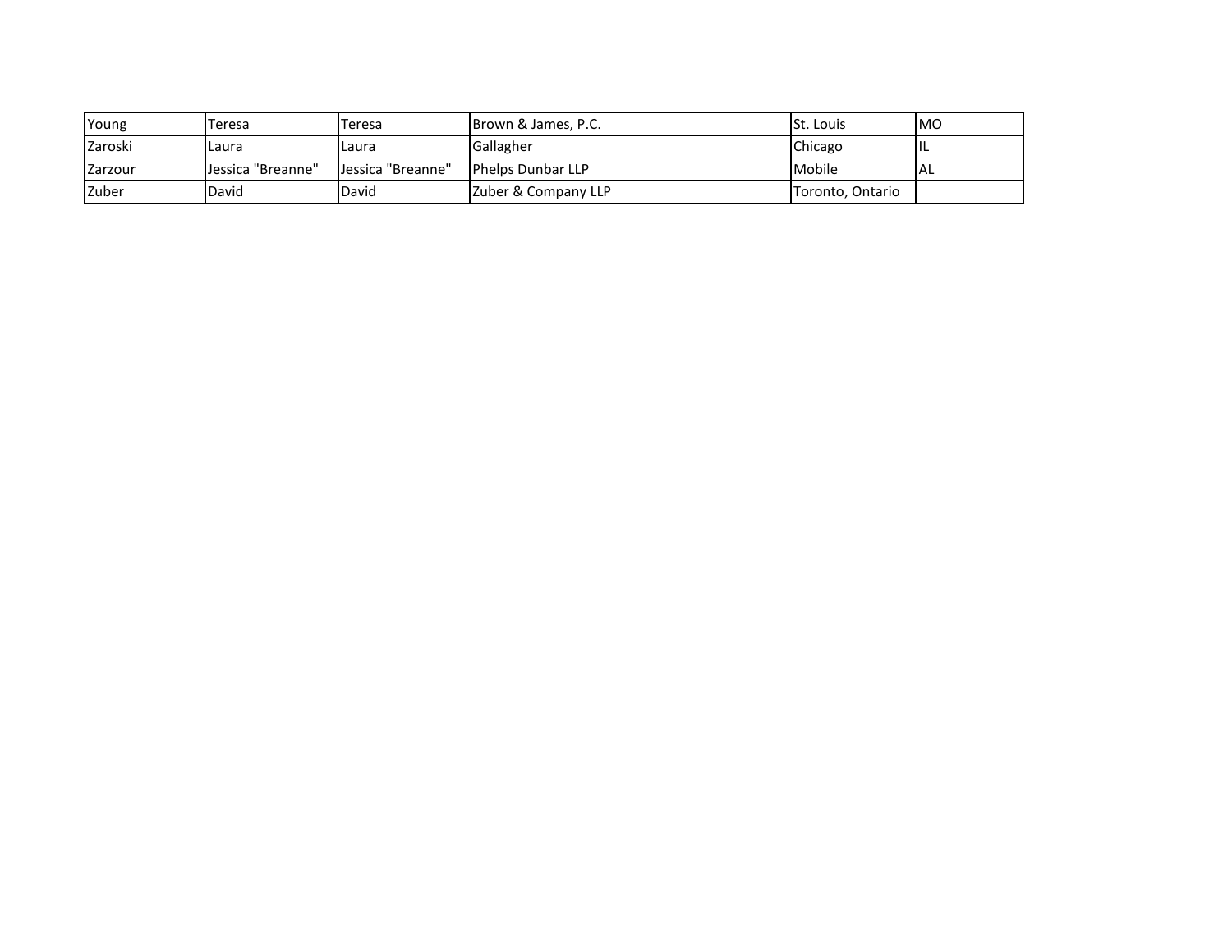| | | | | | |
|---|---|---|---|---|---|
| Young | Teresa | Teresa | Brown & James, P.C. | St. Louis | MO |
| Zaroski | Laura | Laura | Gallagher | Chicago | IL |
| Zarzour | Jessica "Breanne" | Jessica "Breanne" | Phelps Dunbar LLP | Mobile | AL |
| Zuber | David | David | Zuber & Company LLP | Toronto, Ontario | |